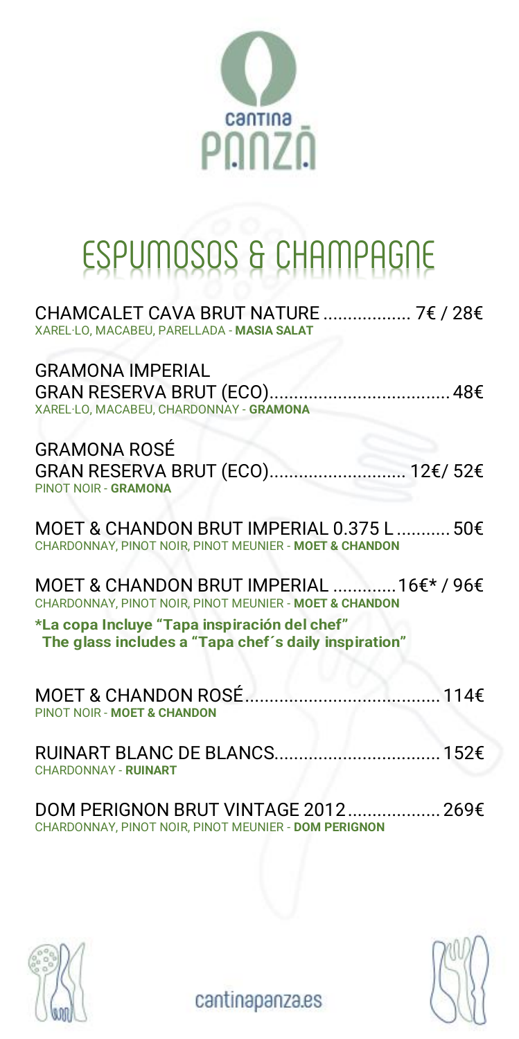# ESPUMOSOS & CHAMPAGNE

**CHAMCALET CAVA BRUT NATURE** .................. 7€ / 28€
XAREL·LO, MACABEU, PARELLADA - **MASIA SALAT**

**GRAMONA IMPERIAL GRAN RESERVA BRUT (ECO)**..................................... 48€
XAREL·LO, MACABEU, CHARDONNAY - **GRAMONA**

**GRAMONA ROSÉ GRAN RESERVA BRUT (ECO)**............................ 12€/ 52€
PINOT NOIR - **GRAMONA**

**MOET & CHANDON BRUT IMPERIAL 0.375 L** ........... 50€
CHARDONNAY, PINOT NOIR, PINOT MEUNIER - **MOET & CHANDON**

**MOET & CHANDON BRUT IMPERIAL** .............16€* / 96€
CHARDONNAY, PINOT NOIR, PINOT MEUNIER - **MOET & CHANDON**

***La copa Incluye "Tapa inspiración del chef"**
**The glass includes a "Tapa chef´s daily inspiration"**

**MOET & CHANDON ROSÉ**........................................ 114€
PINOT NOIR - **MOET & CHANDON**

**RUINART BLANC DE BLANCS**.................................. 152€
CHARDONNAY - **RUINART**

**DOM PERIGNON BRUT VINTAGE 2012**................... 269€
CHARDONNAY, PINOT NOIR, PINOT MEUNIER - **DOM PERIGNON**

cantinapanza.es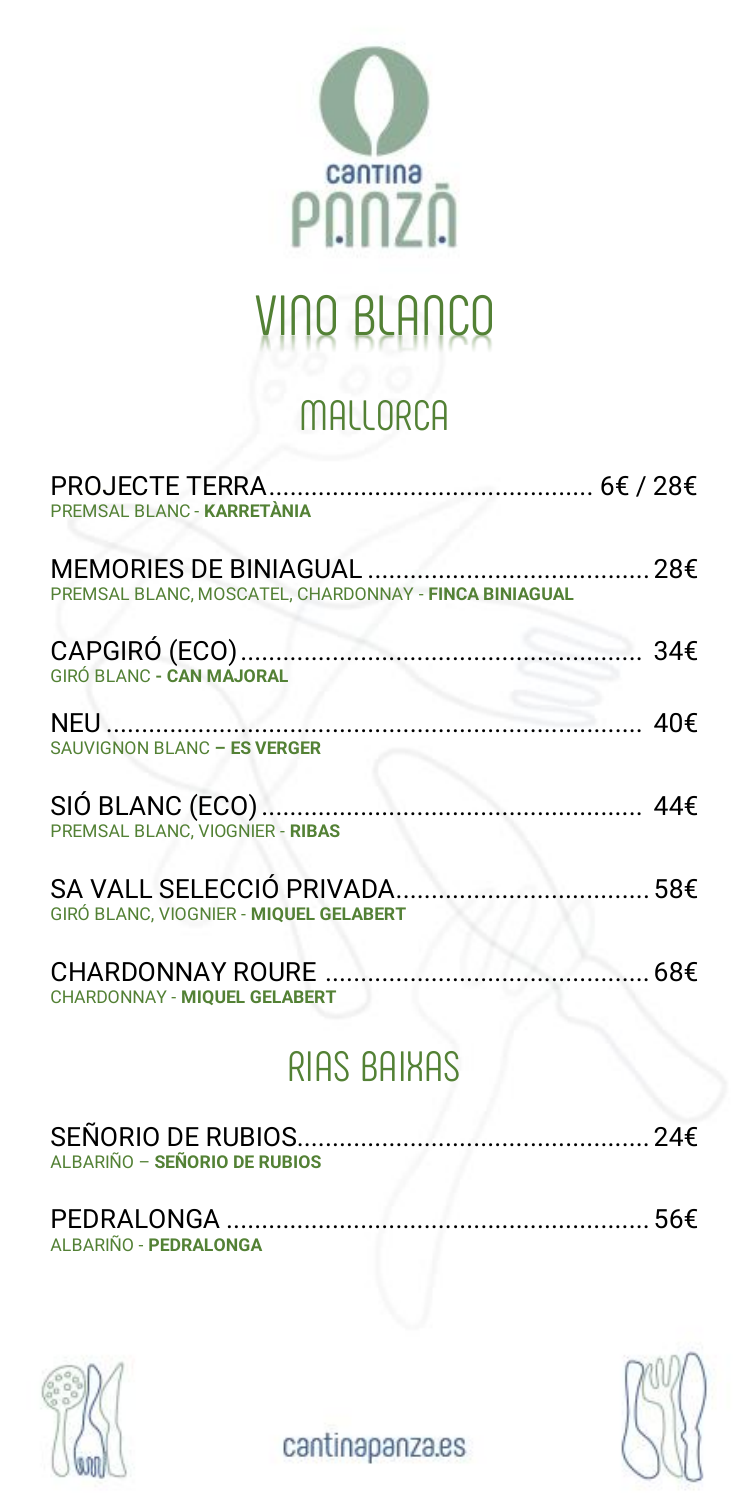# Cantina Panzá

# VINO BLANCO

## MALLORCA

PROJECTE TERRA.............................................. 6€ / 28€
PREMSAL BLANC - **KARRETÀNIA**

MEMORIES DE BINIAGUAL ....................................... 28€
PREMSAL BLANC, MOSCATEL, CHARDONNAY - **FINCA BINIAGUAL**

CAPGIRÓ (ECO)......................................................... 34€
GIRÓ BLANC **- CAN MAJORAL**

NEU ............................................................................ 40€
SAUVIGNON BLANC **– ES VERGER**

SIÓ BLANC (ECO)...................................................... 44€
PREMSAL BLANC, VIOGNIER - **RIBAS**

SA VALL SELECCIÓ PRIVADA.................................... 58€
GIRÓ BLANC, VIOGNIER - **MIQUEL GELABERT**

CHARDONNAY ROURE .............................................. 68€
CHARDONNAY - **MIQUEL GELABERT**

## RIAS BAIXAS

SEÑORIO DE RUBIOS.................................................. 24€
ALBARIÑO – **SEÑORIO DE RUBIOS**

PEDRALONGA ............................................................ 56€
ALBARIÑO - **PEDRALONGA**

cantinapanza.es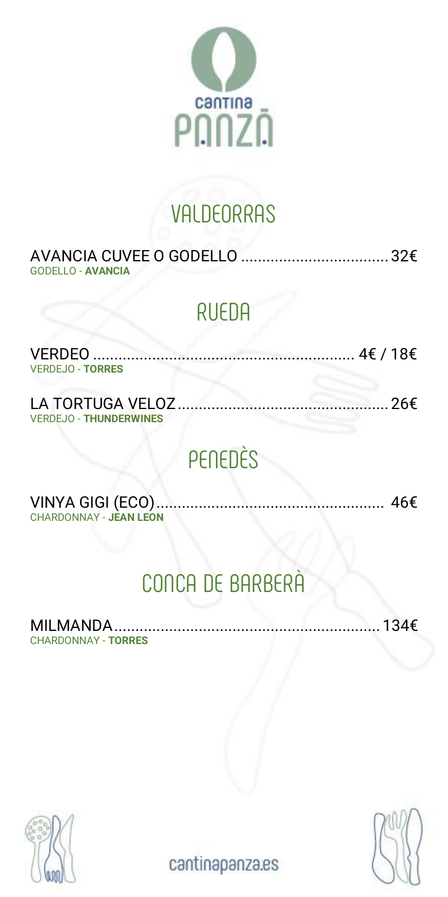# cantina PANZÁ

## VALDEORRAS

AVANCIA CUVEE O GODELLO .................................. 32€
GODELLO - **AVANCIA**

## RUEDA

VERDEO .............................................................. 4€ / 18€
VERDEJO - **TORRES**

LA TORTUGA VELOZ ................................................ 26€
VERDEJO - **THUNDERWINES**

## PENEDÈS

VINYA GIGI (ECO) .................................................... 46€
CHARDONNAY - **JEAN LEON**

## CONCA DE BARBERÀ

MILMANDA ............................................................ 134€
CHARDONNAY - **TORRES**

cantinapanza.es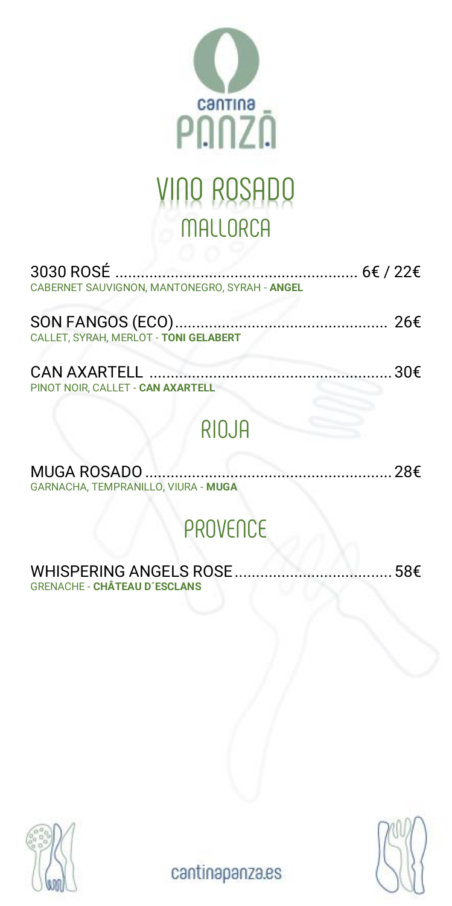cantina PANZÁ

# VINO ROSADO

## MALLORCA

3030 ROSÉ ........................................................ 6€ / 22€
CABERNET SAUVIGNON, MANTONEGRO, SYRAH - **ANGEL**

SON FANGOS (ECO)................................................ 26€
CALLET, SYRAH, MERLOT - **TONI GELABERT**

CAN AXARTELL ...................................................... 30€
PINOT NOIR, CALLET - **CAN AXARTELL**

## RIOJA

MUGA ROSADO ....................................................... 28€
GARNACHA, TEMPRANILLO, VIURA - **MUGA**

## PROVENCE

WHISPERING ANGELS ROSE.................................... 58€
GRENACHE - **CHÂTEAU D´ESCLANS**

cantinapanza.es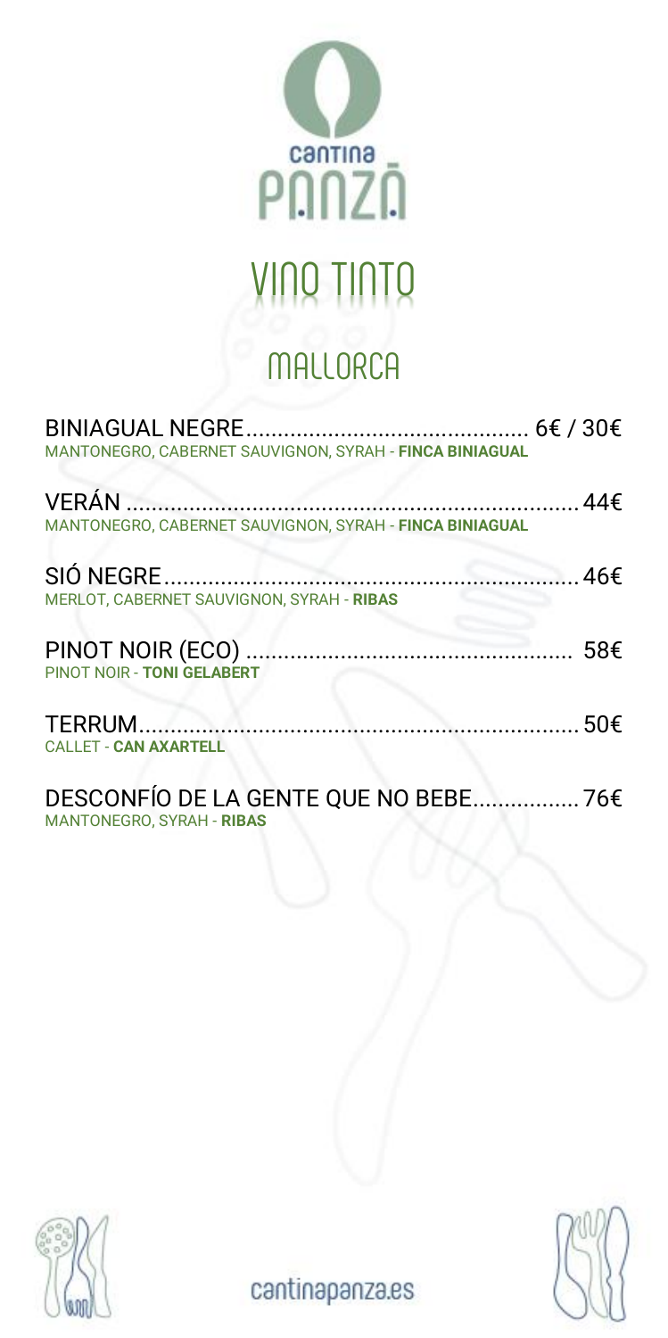cantina PANZÁ

# VINO TINTO

## MALLORCA

**BINIAGUAL NEGRE** ............................................ 6€ / 30€
MANTONEGRO, CABERNET SAUVIGNON, SYRAH - **FINCA BINIAGUAL**

**VERÁN** ........................................................................ 44€
MANTONEGRO, CABERNET SAUVIGNON, SYRAH - **FINCA BINIAGUAL**

**SIÓ NEGRE** ................................................................. 46€
MERLOT, CABERNET SAUVIGNON, SYRAH - **RIBAS**

**PINOT NOIR (ECO)** .................................................... 58€
PINOT NOIR - **TONI GELABERT**

**TERRUM** ..................................................................... 50€
CALLET - **CAN AXARTELL**

**DESCONFÍO DE LA GENTE QUE NO BEBE** ................ 76€
MANTONEGRO, SYRAH - **RIBAS**

cantinapanza.es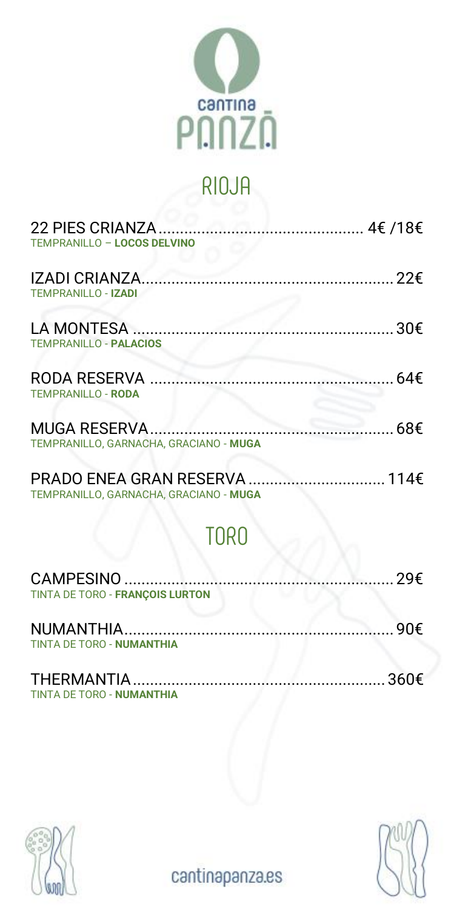cantina PANZÁ

# RIOJA

**22 PIES CRIANZA** ............................................... 4€ /18€
TEMPRANILLO – **LOCOS DELVINO**

**IZADI CRIANZA** ........................................................... 22€
TEMPRANILLO - **IZADI**

**LA MONTESA** ............................................................. 30€
TEMPRANILLO - **PALACIOS**

**RODA RESERVA** ......................................................... 64€
TEMPRANILLO - **RODA**

**MUGA RESERVA** ......................................................... 68€
TEMPRANILLO, GARNACHA, GRACIANO - **MUGA**

**PRADO ENEA GRAN RESERVA** ................................ 114€
TEMPRANILLO, GARNACHA, GRACIANO - **MUGA**

# TORO

**CAMPESINO** ............................................................... 29€
TINTA DE TORO - **FRANÇOIS LURTON**

**NUMANTHIA** ................................................................ 90€
TINTA DE TORO - **NUMANTHIA**

**THERMANTIA** ............................................................ 360€
TINTA DE TORO - **NUMANTHIA**

cantinapanza.es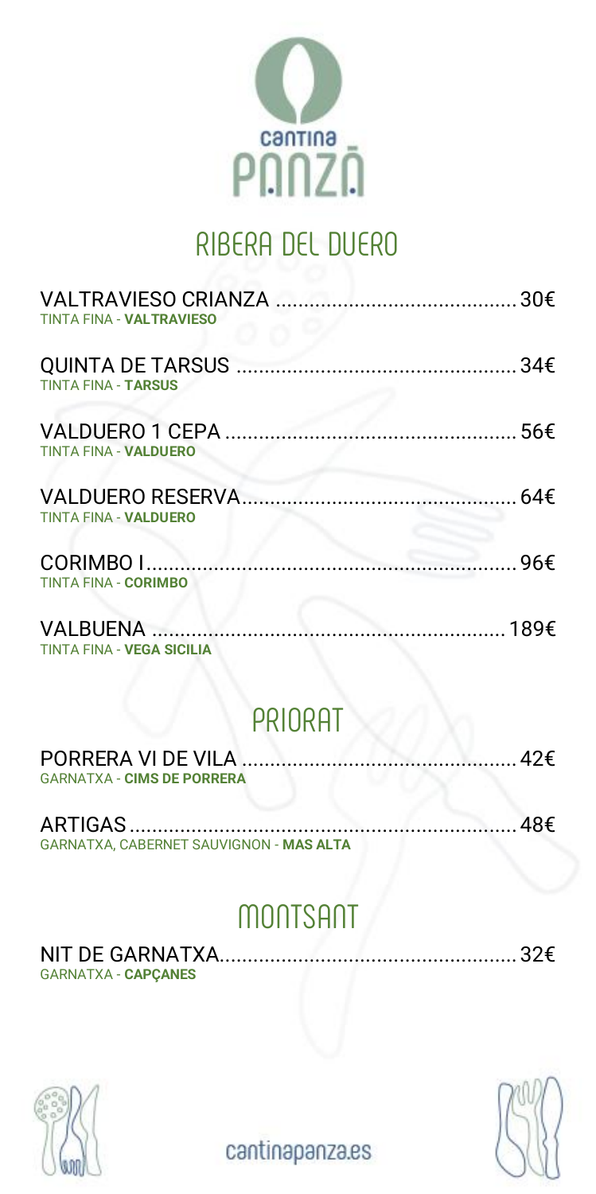cantina PANZÁ

# RIBERA DEL DUERO

**VALTRAVIESO CRIANZA** .......... 30€
TINTA FINA - **VALTRAVIESO**

**QUINTA DE TARSUS** .......... 34€
TINTA FINA - **TARSUS**

**VALDUERO 1 CEPA** .......... 56€
TINTA FINA - **VALDUERO**

**VALDUERO RESERVA** .......... 64€
TINTA FINA - **VALDUERO**

**CORIMBO I** .......... 96€
TINTA FINA - **CORIMBO**

**VALBUENA** .......... 189€
TINTA FINA - **VEGA SICILIA**

# PRIORAT

**PORRERA VI DE VILA** .......... 42€
GARNATXA - **CIMS DE PORRERA**

**ARTIGAS** .......... 48€
GARNATXA, CABERNET SAUVIGNON - **MAS ALTA**

# MONTSANT

**NIT DE GARNATXA** .......... 32€
GARNATXA - **CAPÇANES**

cantinapanza.es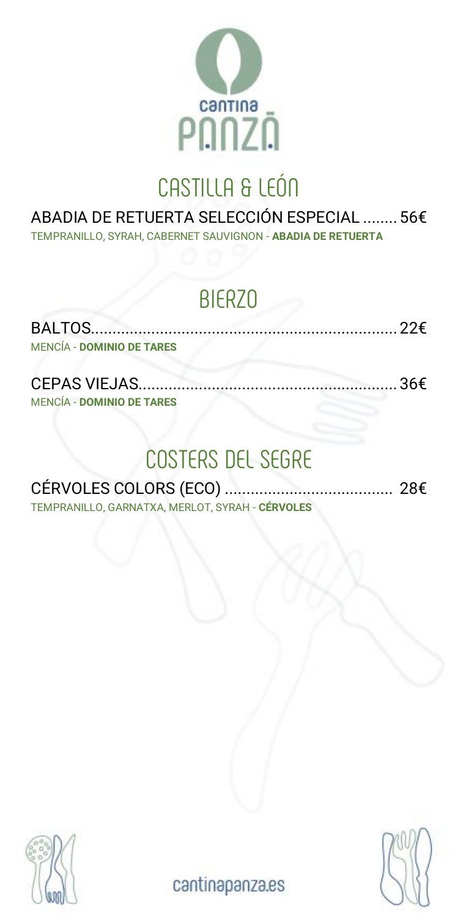cantina PANZÁ

# CASTILLA & LEÓN

ABADIA DE RETUERTA SELECCIÓN ESPECIAL ........ 56€
TEMPRANILLO, SYRAH, CABERNET SAUVIGNON - **ABADIA DE RETUERTA**

# BIERZO

BALTOS....................................................................... 22€
MENCÍA - **DOMINIO DE TARES**

CEPAS VIEJAS........................................................... 36€
MENCÍA - **DOMINIO DE TARES**

# COSTERS DEL SEGRE

CÉRVOLES COLORS (ECO) ...................................... 28€
TEMPRANILLO, GARNATXA, MERLOT, SYRAH - **CÉRVOLES**

cantinapanza.es